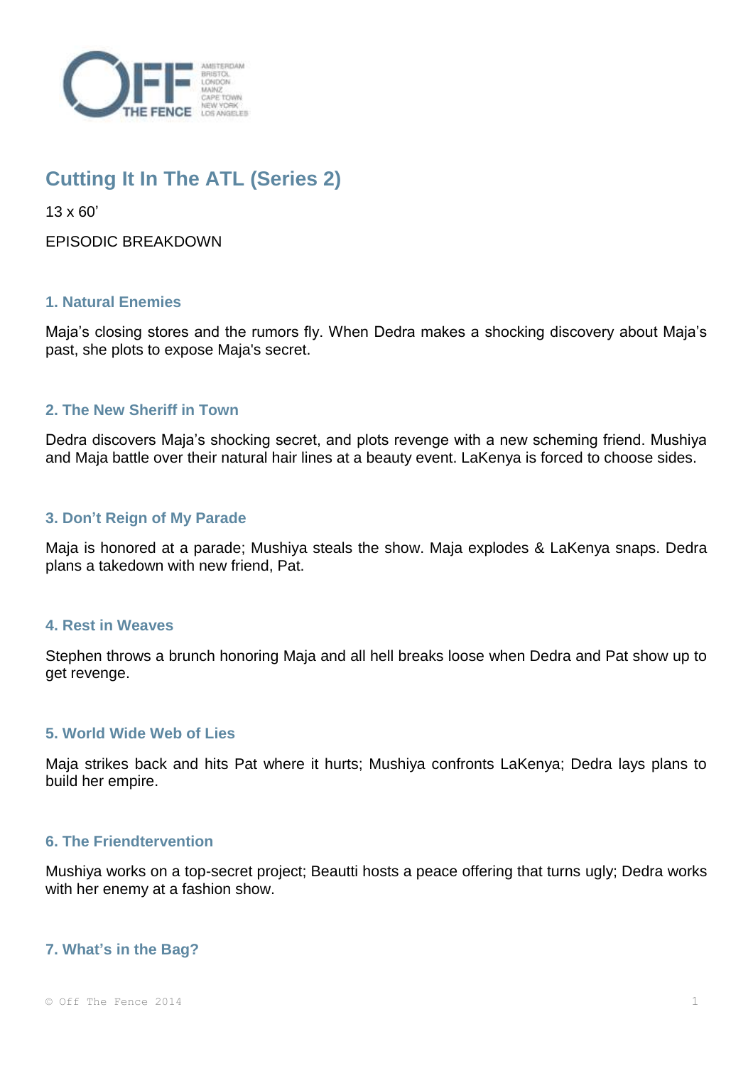# Cutting It In The ATL (Series 2)

13 x 60’

EPISODIC BREAKDOWN

### 1. Natural Enemies

Maja’s closing stores and the rumors fly. When Dedra makes a shocking discovery about Maja’s past, she plots to expose Maja's secret.

### 2. The New Sheriff in Town

Dedra discovers Maja’s shocking secret, and plots revenge with a new scheming friend. Mushiya and Maja battle over their natural hair lines at a beauty event. LaKenya is forced to choose sides.

### 3. Don’t Reign of My Parade

Maja is honored at a parade; Mushiya steals the show. Maja explodes & LaKenya snaps. Dedra plans a takedown with new friend, Pat.

### 4. Rest in Weaves

Stephen throws a brunch honoring Maja and all hell breaks loose when Dedra and Pat show up to get revenge.

### 5. World Wide Web of Lies

Maja strikes back and hits Pat where it hurts; Mushiya confronts LaKenya; Dedra lays plans to build her empire.

### 6. The Friendtervention

Mushiya works on a top-secret project; Beautti hosts a peace offering that turns ugly; Dedra works with her enemy at a fashion show.

### 7. What’s in the Bag?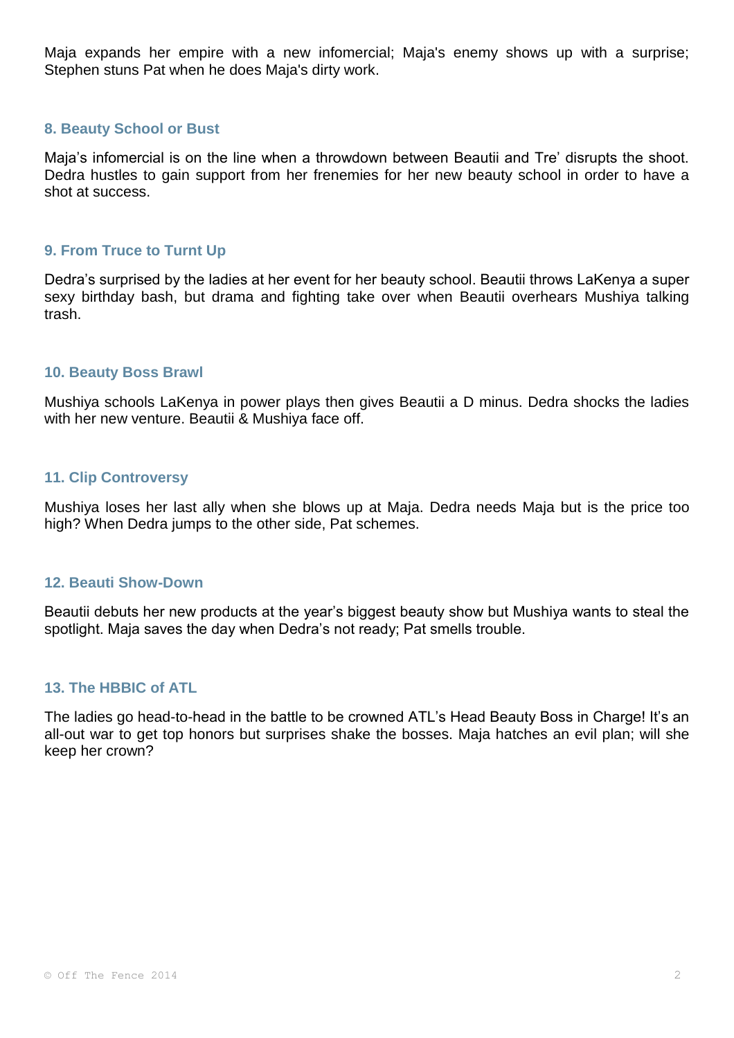Maja expands her empire with a new infomercial; Maja's enemy shows up with a surprise; Stephen stuns Pat when he does Maja's dirty work.

### 8. Beauty School or Bust

Maja's infomercial is on the line when a throwdown between Beautii and Tre' disrupts the shoot. Dedra hustles to gain support from her frenemies for her new beauty school in order to have a shot at success.

### 9. From Truce to Turnt Up

Dedra's surprised by the ladies at her event for her beauty school. Beautii throws LaKenya a super sexy birthday bash, but drama and fighting take over when Beautii overhears Mushiya talking trash.

### 10. Beauty Boss Brawl

Mushiya schools LaKenya in power plays then gives Beautii a D minus. Dedra shocks the ladies with her new venture. Beautii & Mushiya face off.

### 11. Clip Controversy

Mushiya loses her last ally when she blows up at Maja. Dedra needs Maja but is the price too high? When Dedra jumps to the other side, Pat schemes.

### 12. Beauti Show-Down

Beautii debuts her new products at the year's biggest beauty show but Mushiya wants to steal the spotlight. Maja saves the day when Dedra's not ready; Pat smells trouble.

### 13. The HBBIC of ATL

The ladies go head-to-head in the battle to be crowned ATL's Head Beauty Boss in Charge! It's an all-out war to get top honors but surprises shake the bosses. Maja hatches an evil plan; will she keep her crown?